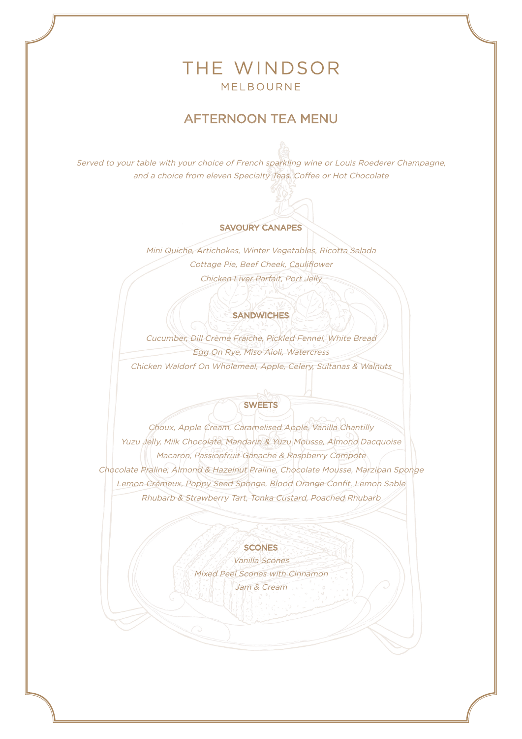# THE WINDSOR

MELBOURNE

## AFTERNOON TEA MENU

*Served to your table with your choice of French sparkling wine or Louis Roederer Champagne, and a choice from eleven Specialty Teas, Coffee or Hot Chocolate*

### SAVOURY CANAPES

*Mini Quiche, Artichokes, Winter Vegetables, Ricotta Salada*

*Cottage Pie, Beef Cheek, Cauliflower*

*Chicken Liver Parfait, Port Jelly*

### SANDWICHES

*Cucumber, Dill Crème Fraiche, Pickled Fennel, White Bread*

*Egg On Rye, Miso Aioli, Watercress*

*Chicken Waldorf On Wholemeal, Apple, Celery, Sultanas & Walnuts*

### SWEETS

*Choux, Apple Cream, Caramelised Apple, Vanilla Chantilly*

*Yuzu Jelly, Milk Chocolate, Mandarin & Yuzu Mousse, Almond Dacquoise*

*Macaron, Passionfruit Ganache & Raspberry Compote*

*Chocolate Praline, Almond & Hazelnut Praline, Chocolate Mousse, Marzipan Sponge*

*Lemon Crémeux, Poppy Seed Sponge, Blood Orange Confit, Lemon Sable*

*Rhubarb & Strawberry Tart, Tonka Custard, Poached Rhubarb*

### SCONES

*Vanilla Scones*

*Mixed Peel Scones with Cinnamon*

*Jam & Cream*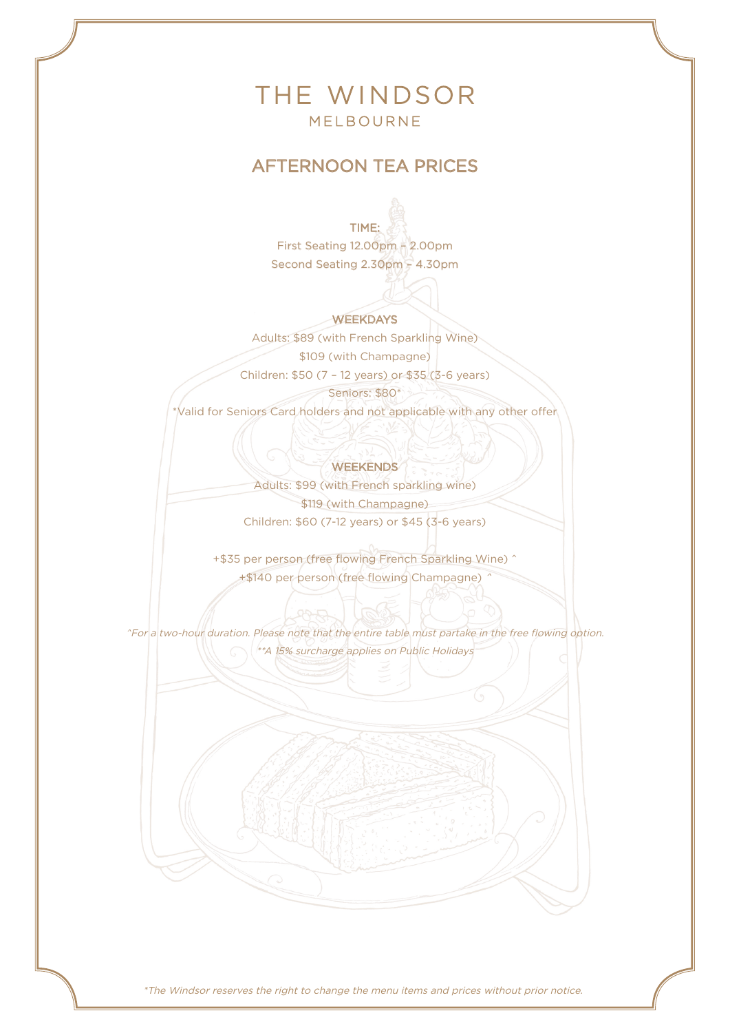# THE WINDSOR

MELBOURNE

## AFTERNOON TEA PRICES

**TIME:**

First Seating 12.00pm – 2.00pm

Second Seating 2.30pm – 4.30pm

**WEEKDAYS**

Adults: $89 (with French Sparkling Wine)

$109 (with Champagne)

Children: $50 (7 – 12 years) or $35 (3-6 years)

Seniors: $80*

*Valid for Seniors Card holders and not applicable with any other offer

**WEEKENDS**

Adults: $99 (with French sparkling wine)

$119 (with Champagne)

Children: $60 (7-12 years) or $45 (3-6 years)

+$35 per person (free flowing French Sparkling Wine) ^

+$140 per person (free flowing Champagne) ^

*^For a two-hour duration. Please note that the entire table must partake in the free flowing option.*

*\*\*A 15% surcharge applies on Public Holidays*

*\*The Windsor reserves the right to change the menu items and prices without prior notice.*